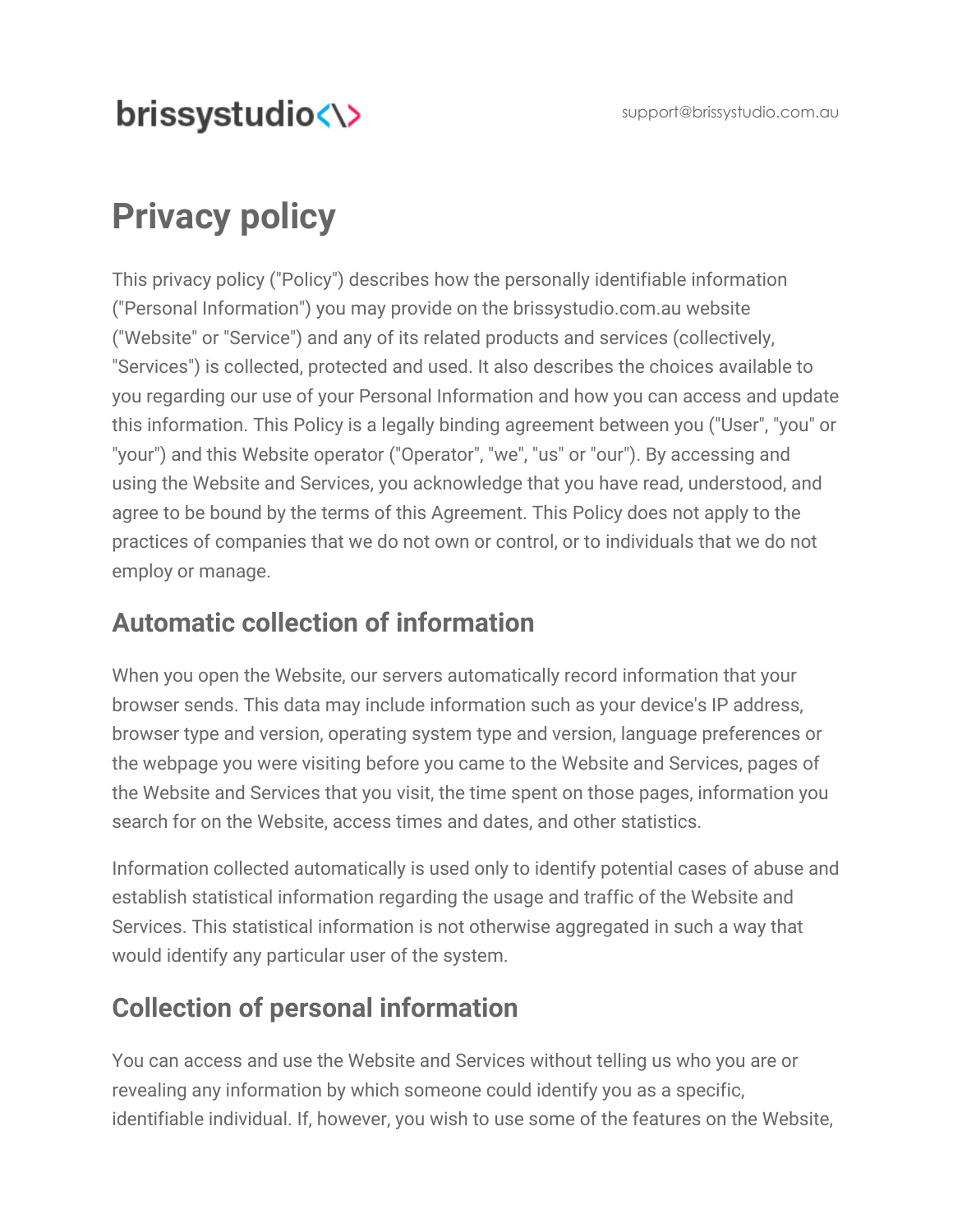brissystudio<\>

support@brissystudio.com.au

# Privacy policy

This privacy policy ("Policy") describes how the personally identifiable information ("Personal Information") you may provide on the brissystudio.com.au website ("Website" or "Service") and any of its related products and services (collectively, "Services") is collected, protected and used. It also describes the choices available to you regarding our use of your Personal Information and how you can access and update this information. This Policy is a legally binding agreement between you ("User", "you" or "your") and this Website operator ("Operator", "we", "us" or "our"). By accessing and using the Website and Services, you acknowledge that you have read, understood, and agree to be bound by the terms of this Agreement. This Policy does not apply to the practices of companies that we do not own or control, or to individuals that we do not employ or manage.

## Automatic collection of information

When you open the Website, our servers automatically record information that your browser sends. This data may include information such as your device's IP address, browser type and version, operating system type and version, language preferences or the webpage you were visiting before you came to the Website and Services, pages of the Website and Services that you visit, the time spent on those pages, information you search for on the Website, access times and dates, and other statistics.

Information collected automatically is used only to identify potential cases of abuse and establish statistical information regarding the usage and traffic of the Website and Services. This statistical information is not otherwise aggregated in such a way that would identify any particular user of the system.

## Collection of personal information

You can access and use the Website and Services without telling us who you are or revealing any information by which someone could identify you as a specific, identifiable individual. If, however, you wish to use some of the features on the Website,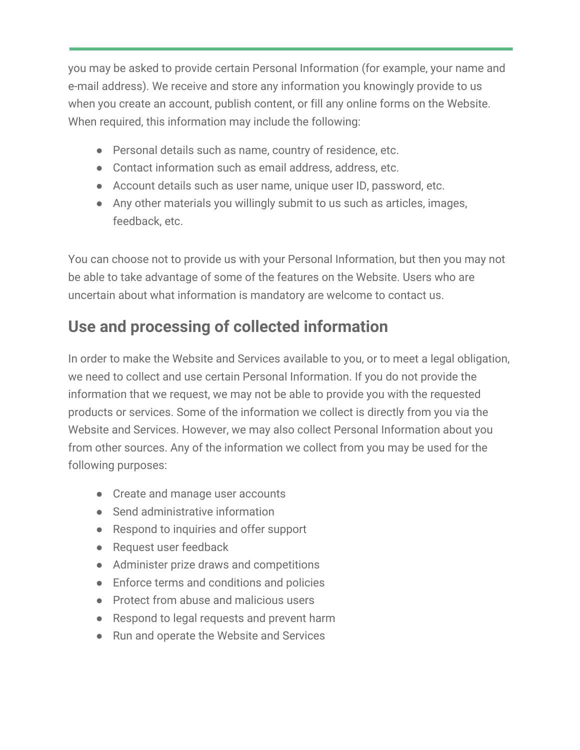you may be asked to provide certain Personal Information (for example, your name and e-mail address). We receive and store any information you knowingly provide to us when you create an account, publish content, or fill any online forms on the Website. When required, this information may include the following:

- Personal details such as name, country of residence, etc.
- Contact information such as email address, address, etc.
- Account details such as user name, unique user ID, password, etc.
- Any other materials you willingly submit to us such as articles, images, feedback, etc.

You can choose not to provide us with your Personal Information, but then you may not be able to take advantage of some of the features on the Website. Users who are uncertain about what information is mandatory are welcome to contact us.

## Use and processing of collected information

In order to make the Website and Services available to you, or to meet a legal obligation, we need to collect and use certain Personal Information. If you do not provide the information that we request, we may not be able to provide you with the requested products or services. Some of the information we collect is directly from you via the Website and Services. However, we may also collect Personal Information about you from other sources. Any of the information we collect from you may be used for the following purposes:

- Create and manage user accounts
- Send administrative information
- Respond to inquiries and offer support
- Request user feedback
- Administer prize draws and competitions
- Enforce terms and conditions and policies
- Protect from abuse and malicious users
- Respond to legal requests and prevent harm
- Run and operate the Website and Services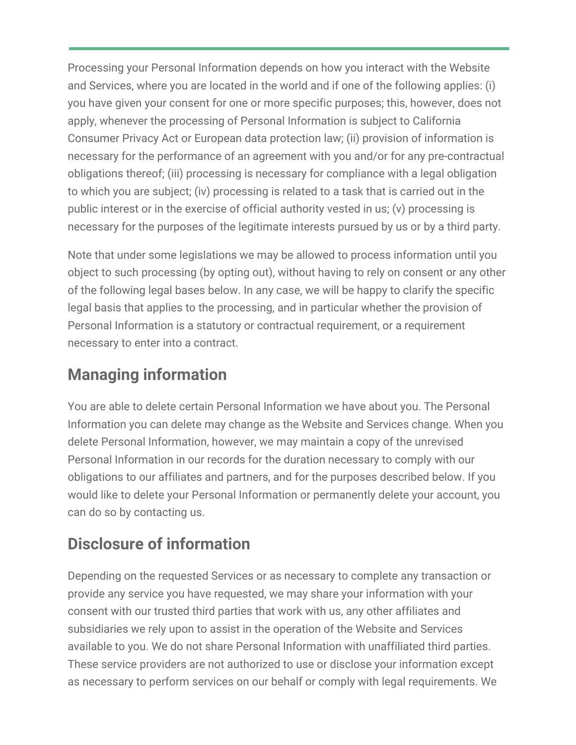Processing your Personal Information depends on how you interact with the Website and Services, where you are located in the world and if one of the following applies: (i) you have given your consent for one or more specific purposes; this, however, does not apply, whenever the processing of Personal Information is subject to California Consumer Privacy Act or European data protection law; (ii) provision of information is necessary for the performance of an agreement with you and/or for any pre-contractual obligations thereof; (iii) processing is necessary for compliance with a legal obligation to which you are subject; (iv) processing is related to a task that is carried out in the public interest or in the exercise of official authority vested in us; (v) processing is necessary for the purposes of the legitimate interests pursued by us or by a third party.

Note that under some legislations we may be allowed to process information until you object to such processing (by opting out), without having to rely on consent or any other of the following legal bases below. In any case, we will be happy to clarify the specific legal basis that applies to the processing, and in particular whether the provision of Personal Information is a statutory or contractual requirement, or a requirement necessary to enter into a contract.

## Managing information

You are able to delete certain Personal Information we have about you. The Personal Information you can delete may change as the Website and Services change. When you delete Personal Information, however, we may maintain a copy of the unrevised Personal Information in our records for the duration necessary to comply with our obligations to our affiliates and partners, and for the purposes described below. If you would like to delete your Personal Information or permanently delete your account, you can do so by contacting us.

## Disclosure of information

Depending on the requested Services or as necessary to complete any transaction or provide any service you have requested, we may share your information with your consent with our trusted third parties that work with us, any other affiliates and subsidiaries we rely upon to assist in the operation of the Website and Services available to you. We do not share Personal Information with unaffiliated third parties. These service providers are not authorized to use or disclose your information except as necessary to perform services on our behalf or comply with legal requirements. We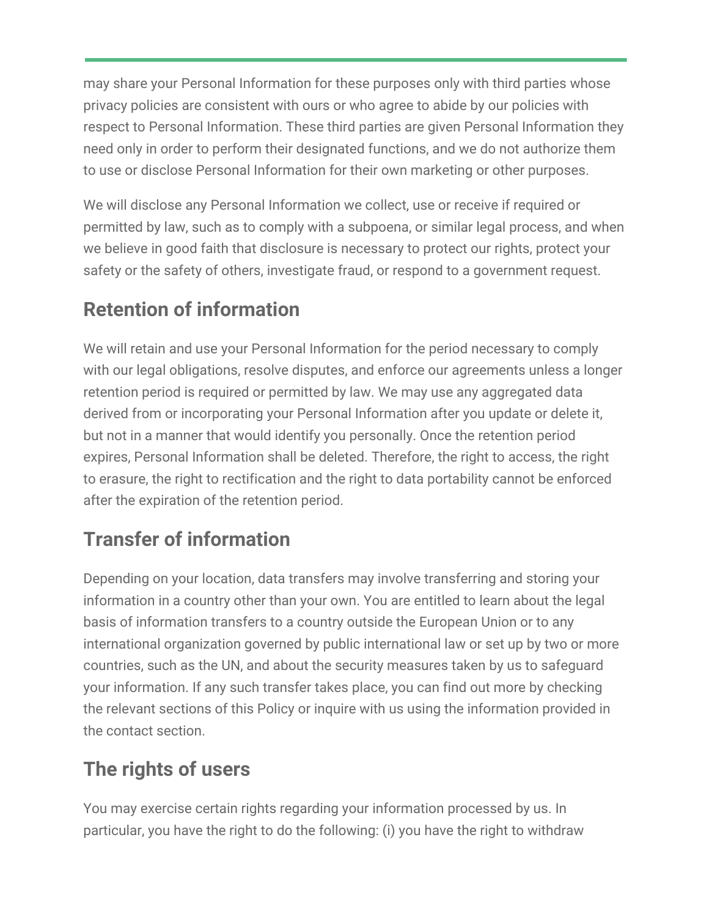may share your Personal Information for these purposes only with third parties whose privacy policies are consistent with ours or who agree to abide by our policies with respect to Personal Information. These third parties are given Personal Information they need only in order to perform their designated functions, and we do not authorize them to use or disclose Personal Information for their own marketing or other purposes.

We will disclose any Personal Information we collect, use or receive if required or permitted by law, such as to comply with a subpoena, or similar legal process, and when we believe in good faith that disclosure is necessary to protect our rights, protect your safety or the safety of others, investigate fraud, or respond to a government request.

## Retention of information

We will retain and use your Personal Information for the period necessary to comply with our legal obligations, resolve disputes, and enforce our agreements unless a longer retention period is required or permitted by law. We may use any aggregated data derived from or incorporating your Personal Information after you update or delete it, but not in a manner that would identify you personally. Once the retention period expires, Personal Information shall be deleted. Therefore, the right to access, the right to erasure, the right to rectification and the right to data portability cannot be enforced after the expiration of the retention period.

## Transfer of information

Depending on your location, data transfers may involve transferring and storing your information in a country other than your own. You are entitled to learn about the legal basis of information transfers to a country outside the European Union or to any international organization governed by public international law or set up by two or more countries, such as the UN, and about the security measures taken by us to safeguard your information. If any such transfer takes place, you can find out more by checking the relevant sections of this Policy or inquire with us using the information provided in the contact section.

## The rights of users

You may exercise certain rights regarding your information processed by us. In particular, you have the right to do the following: (i) you have the right to withdraw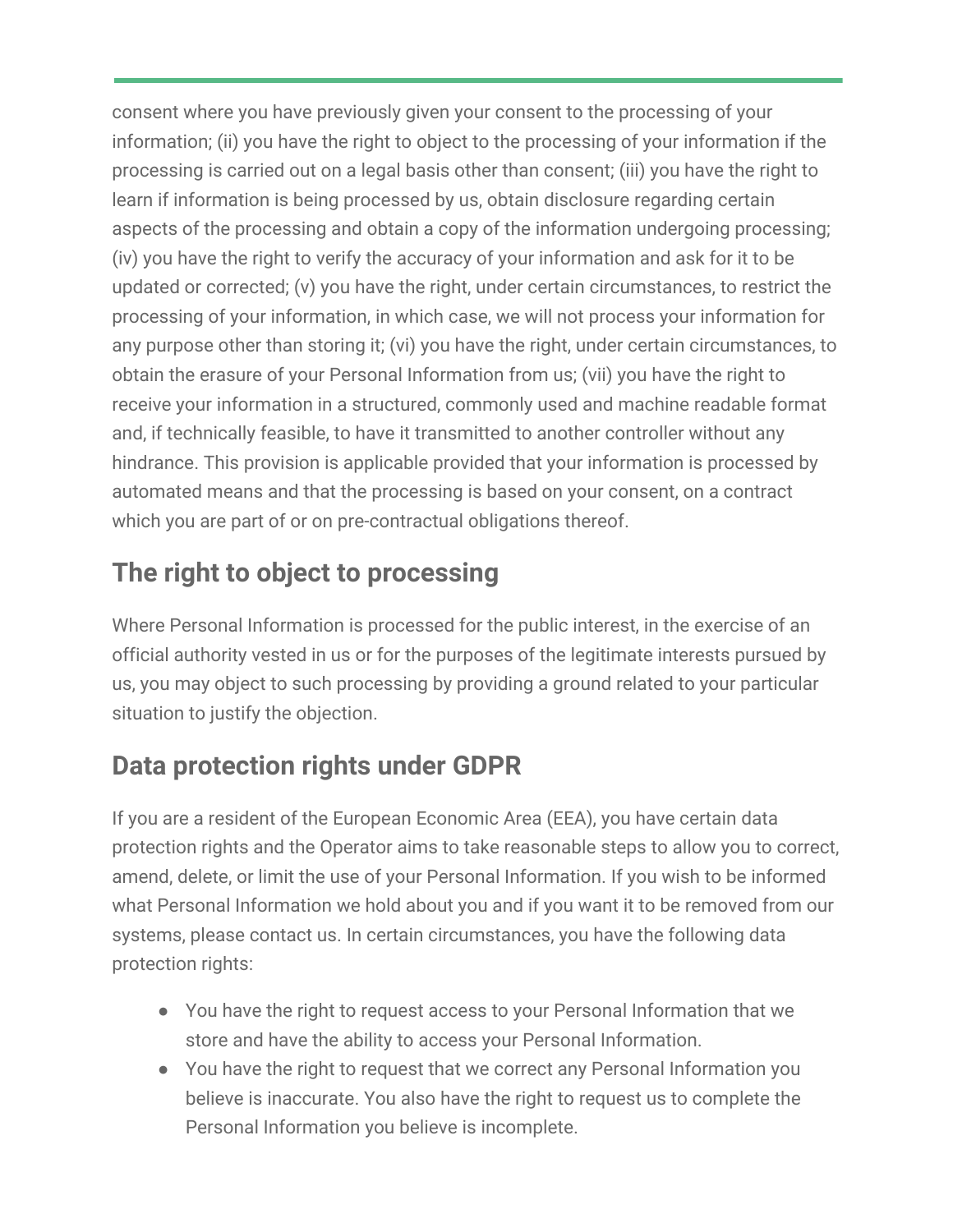consent where you have previously given your consent to the processing of your information; (ii) you have the right to object to the processing of your information if the processing is carried out on a legal basis other than consent; (iii) you have the right to learn if information is being processed by us, obtain disclosure regarding certain aspects of the processing and obtain a copy of the information undergoing processing; (iv) you have the right to verify the accuracy of your information and ask for it to be updated or corrected; (v) you have the right, under certain circumstances, to restrict the processing of your information, in which case, we will not process your information for any purpose other than storing it; (vi) you have the right, under certain circumstances, to obtain the erasure of your Personal Information from us; (vii) you have the right to receive your information in a structured, commonly used and machine readable format and, if technically feasible, to have it transmitted to another controller without any hindrance. This provision is applicable provided that your information is processed by automated means and that the processing is based on your consent, on a contract which you are part of or on pre-contractual obligations thereof.

## The right to object to processing

Where Personal Information is processed for the public interest, in the exercise of an official authority vested in us or for the purposes of the legitimate interests pursued by us, you may object to such processing by providing a ground related to your particular situation to justify the objection.

## Data protection rights under GDPR

If you are a resident of the European Economic Area (EEA), you have certain data protection rights and the Operator aims to take reasonable steps to allow you to correct, amend, delete, or limit the use of your Personal Information. If you wish to be informed what Personal Information we hold about you and if you want it to be removed from our systems, please contact us. In certain circumstances, you have the following data protection rights:

- You have the right to request access to your Personal Information that we store and have the ability to access your Personal Information.
- You have the right to request that we correct any Personal Information you believe is inaccurate. You also have the right to request us to complete the Personal Information you believe is incomplete.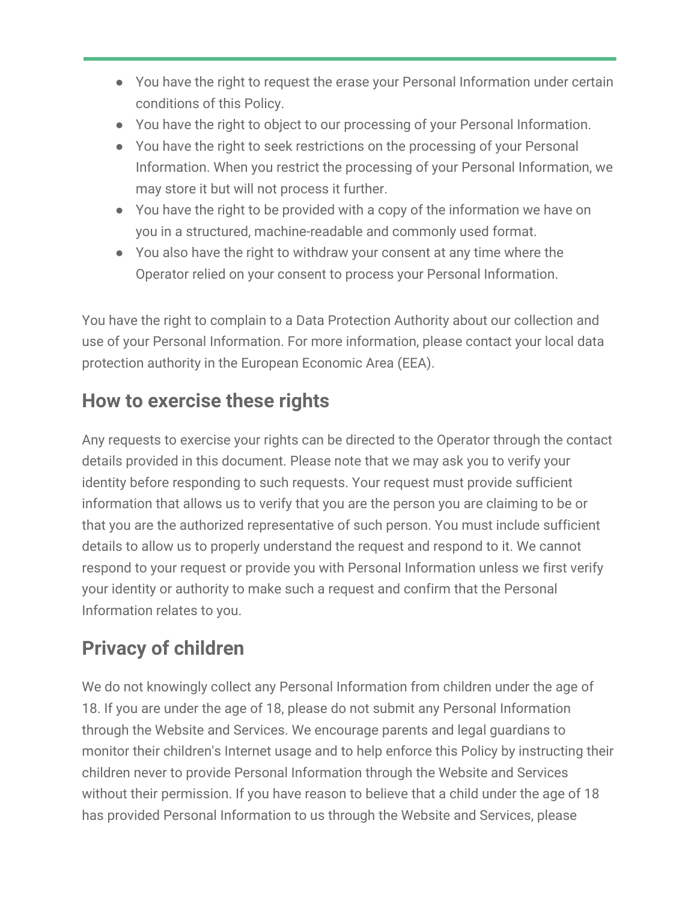- You have the right to request the erase your Personal Information under certain conditions of this Policy.
- You have the right to object to our processing of your Personal Information.
- You have the right to seek restrictions on the processing of your Personal Information. When you restrict the processing of your Personal Information, we may store it but will not process it further.
- You have the right to be provided with a copy of the information we have on you in a structured, machine-readable and commonly used format.
- You also have the right to withdraw your consent at any time where the Operator relied on your consent to process your Personal Information.

You have the right to complain to a Data Protection Authority about our collection and use of your Personal Information. For more information, please contact your local data protection authority in the European Economic Area (EEA).

## How to exercise these rights

Any requests to exercise your rights can be directed to the Operator through the contact details provided in this document. Please note that we may ask you to verify your identity before responding to such requests. Your request must provide sufficient information that allows us to verify that you are the person you are claiming to be or that you are the authorized representative of such person. You must include sufficient details to allow us to properly understand the request and respond to it. We cannot respond to your request or provide you with Personal Information unless we first verify your identity or authority to make such a request and confirm that the Personal Information relates to you.

## Privacy of children

We do not knowingly collect any Personal Information from children under the age of 18. If you are under the age of 18, please do not submit any Personal Information through the Website and Services. We encourage parents and legal guardians to monitor their children's Internet usage and to help enforce this Policy by instructing their children never to provide Personal Information through the Website and Services without their permission. If you have reason to believe that a child under the age of 18 has provided Personal Information to us through the Website and Services, please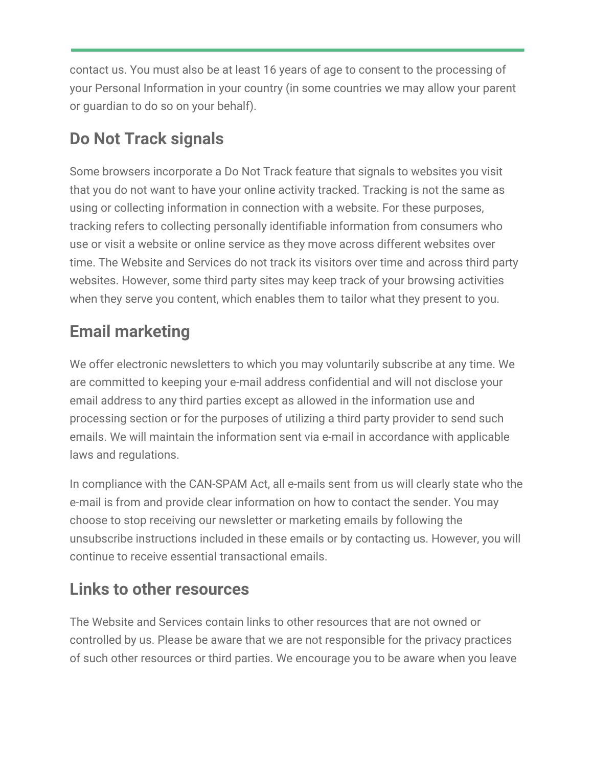contact us. You must also be at least 16 years of age to consent to the processing of your Personal Information in your country (in some countries we may allow your parent or guardian to do so on your behalf).

## Do Not Track signals

Some browsers incorporate a Do Not Track feature that signals to websites you visit that you do not want to have your online activity tracked. Tracking is not the same as using or collecting information in connection with a website. For these purposes, tracking refers to collecting personally identifiable information from consumers who use or visit a website or online service as they move across different websites over time. The Website and Services do not track its visitors over time and across third party websites. However, some third party sites may keep track of your browsing activities when they serve you content, which enables them to tailor what they present to you.

## Email marketing

We offer electronic newsletters to which you may voluntarily subscribe at any time. We are committed to keeping your e-mail address confidential and will not disclose your email address to any third parties except as allowed in the information use and processing section or for the purposes of utilizing a third party provider to send such emails. We will maintain the information sent via e-mail in accordance with applicable laws and regulations.

In compliance with the CAN-SPAM Act, all e-mails sent from us will clearly state who the e-mail is from and provide clear information on how to contact the sender. You may choose to stop receiving our newsletter or marketing emails by following the unsubscribe instructions included in these emails or by contacting us. However, you will continue to receive essential transactional emails.

## Links to other resources

The Website and Services contain links to other resources that are not owned or controlled by us. Please be aware that we are not responsible for the privacy practices of such other resources or third parties. We encourage you to be aware when you leave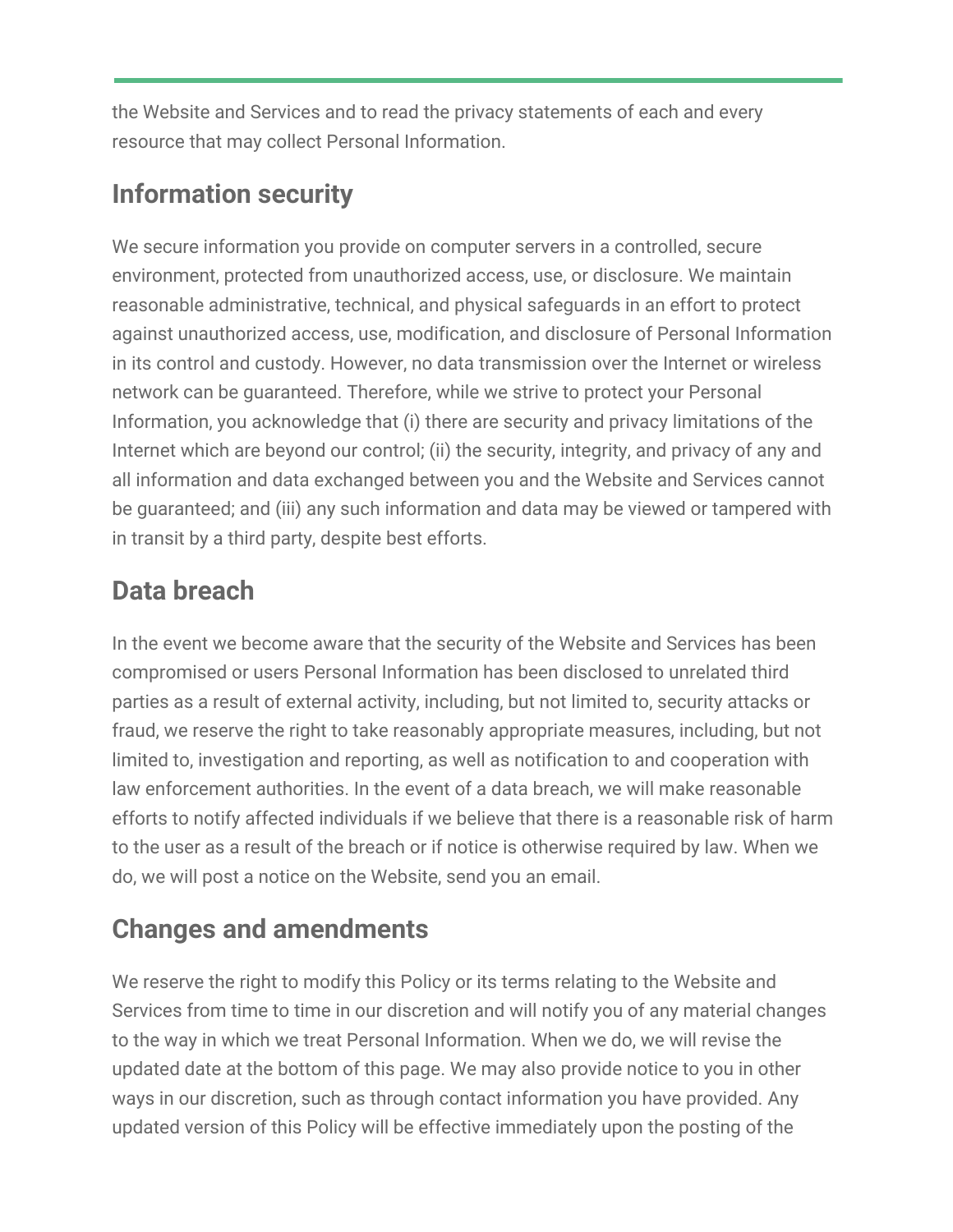the Website and Services and to read the privacy statements of each and every resource that may collect Personal Information.

## Information security

We secure information you provide on computer servers in a controlled, secure environment, protected from unauthorized access, use, or disclosure. We maintain reasonable administrative, technical, and physical safeguards in an effort to protect against unauthorized access, use, modification, and disclosure of Personal Information in its control and custody. However, no data transmission over the Internet or wireless network can be guaranteed. Therefore, while we strive to protect your Personal Information, you acknowledge that (i) there are security and privacy limitations of the Internet which are beyond our control; (ii) the security, integrity, and privacy of any and all information and data exchanged between you and the Website and Services cannot be guaranteed; and (iii) any such information and data may be viewed or tampered with in transit by a third party, despite best efforts.

## Data breach

In the event we become aware that the security of the Website and Services has been compromised or users Personal Information has been disclosed to unrelated third parties as a result of external activity, including, but not limited to, security attacks or fraud, we reserve the right to take reasonably appropriate measures, including, but not limited to, investigation and reporting, as well as notification to and cooperation with law enforcement authorities. In the event of a data breach, we will make reasonable efforts to notify affected individuals if we believe that there is a reasonable risk of harm to the user as a result of the breach or if notice is otherwise required by law. When we do, we will post a notice on the Website, send you an email.

## Changes and amendments

We reserve the right to modify this Policy or its terms relating to the Website and Services from time to time in our discretion and will notify you of any material changes to the way in which we treat Personal Information. When we do, we will revise the updated date at the bottom of this page. We may also provide notice to you in other ways in our discretion, such as through contact information you have provided. Any updated version of this Policy will be effective immediately upon the posting of the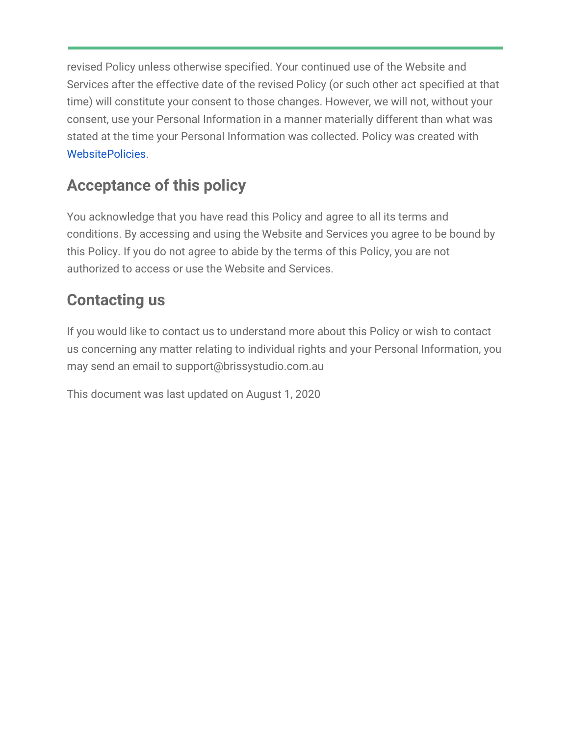revised Policy unless otherwise specified. Your continued use of the Website and Services after the effective date of the revised Policy (or such other act specified at that time) will constitute your consent to those changes. However, we will not, without your consent, use your Personal Information in a manner materially different than what was stated at the time your Personal Information was collected. Policy was created with WebsitePolicies.

## Acceptance of this policy

You acknowledge that you have read this Policy and agree to all its terms and conditions. By accessing and using the Website and Services you agree to be bound by this Policy. If you do not agree to abide by the terms of this Policy, you are not authorized to access or use the Website and Services.

## Contacting us

If you would like to contact us to understand more about this Policy or wish to contact us concerning any matter relating to individual rights and your Personal Information, you may send an email to support@brissystudio.com.au

This document was last updated on August 1, 2020